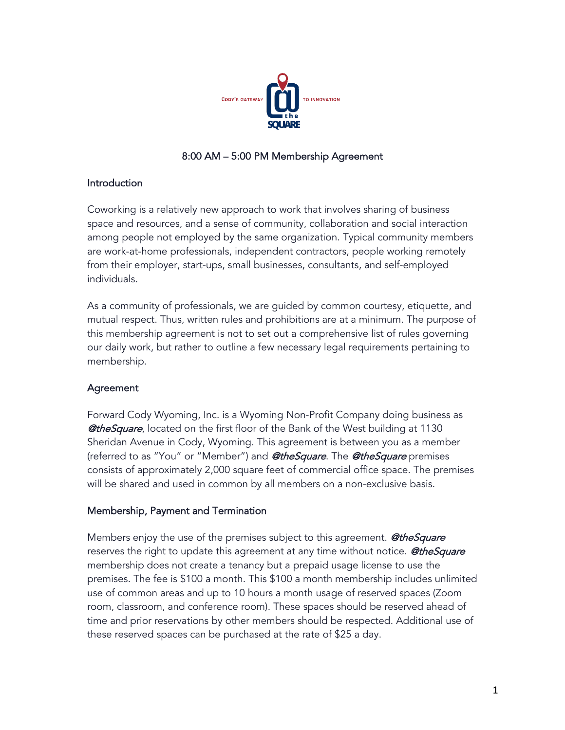# 8:00 AM – 5:00 PM Membership Agreement

## Introduction

Coworking is a relatively new approach to work that involves sharing of business space and resources, and a sense of community, collaboration and social interaction among people not employed by the same organization. Typical community members are work-at-home professionals, independent contractors, people working remotely from their employer, start-ups, small businesses, consultants, and self-employed individuals.

As a community of professionals, we are guided by common courtesy, etiquette, and mutual respect. Thus, written rules and prohibitions are at a minimum. The purpose of this membership agreement is not to set out a comprehensive list of rules governing our daily work, but rather to outline a few necessary legal requirements pertaining to membership.

## Agreement

Forward Cody Wyoming, Inc. is a Wyoming Non-Profit Company doing business as ***@theSquare***, located on the first floor of the Bank of the West building at 1130 Sheridan Avenue in Cody, Wyoming. This agreement is between you as a member (referred to as "You" or "Member") and ***@theSquare***. The ***@theSquare*** premises consists of approximately 2,000 square feet of commercial office space. The premises will be shared and used in common by all members on a non-exclusive basis.

## Membership, Payment and Termination

Members enjoy the use of the premises subject to this agreement. ***@theSquare*** reserves the right to update this agreement at any time without notice. ***@theSquare*** membership does not create a tenancy but a prepaid usage license to use the premises. The fee is $100 a month. This $100 a month membership includes unlimited use of common areas and up to 10 hours a month usage of reserved spaces (Zoom room, classroom, and conference room). These spaces should be reserved ahead of time and prior reservations by other members should be respected. Additional use of these reserved spaces can be purchased at the rate of $25 a day.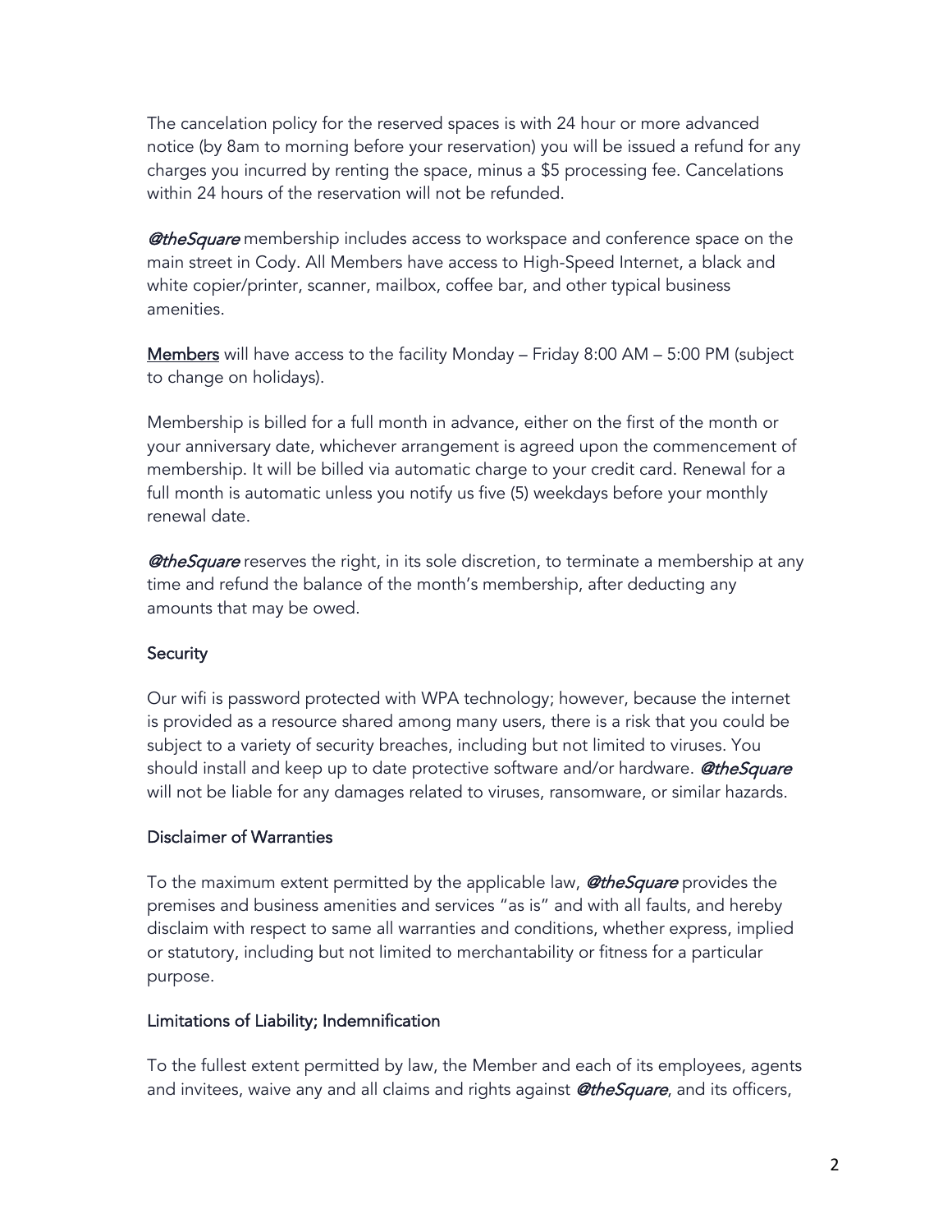The cancelation policy for the reserved spaces is with 24 hour or more advanced notice (by 8am to morning before your reservation) you will be issued a refund for any charges you incurred by renting the space, minus a $5 processing fee. Cancelations within 24 hours of the reservation will not be refunded.

***@theSquare*** membership includes access to workspace and conference space on the main street in Cody. All Members have access to High-Speed Internet, a black and white copier/printer, scanner, mailbox, coffee bar, and other typical business amenities.

Members will have access to the facility Monday – Friday 8:00 AM – 5:00 PM (subject to change on holidays).

Membership is billed for a full month in advance, either on the first of the month or your anniversary date, whichever arrangement is agreed upon the commencement of membership. It will be billed via automatic charge to your credit card. Renewal for a full month is automatic unless you notify us five (5) weekdays before your monthly renewal date.

***@theSquare*** reserves the right, in its sole discretion, to terminate a membership at any time and refund the balance of the month's membership, after deducting any amounts that may be owed.

## Security

Our wifi is password protected with WPA technology; however, because the internet is provided as a resource shared among many users, there is a risk that you could be subject to a variety of security breaches, including but not limited to viruses. You should install and keep up to date protective software and/or hardware. ***@theSquare*** will not be liable for any damages related to viruses, ransomware, or similar hazards.

## Disclaimer of Warranties

To the maximum extent permitted by the applicable law, ***@theSquare*** provides the premises and business amenities and services "as is" and with all faults, and hereby disclaim with respect to same all warranties and conditions, whether express, implied or statutory, including but not limited to merchantability or fitness for a particular purpose.

## Limitations of Liability; Indemnification

To the fullest extent permitted by law, the Member and each of its employees, agents and invitees, waive any and all claims and rights against ***@theSquare***, and its officers,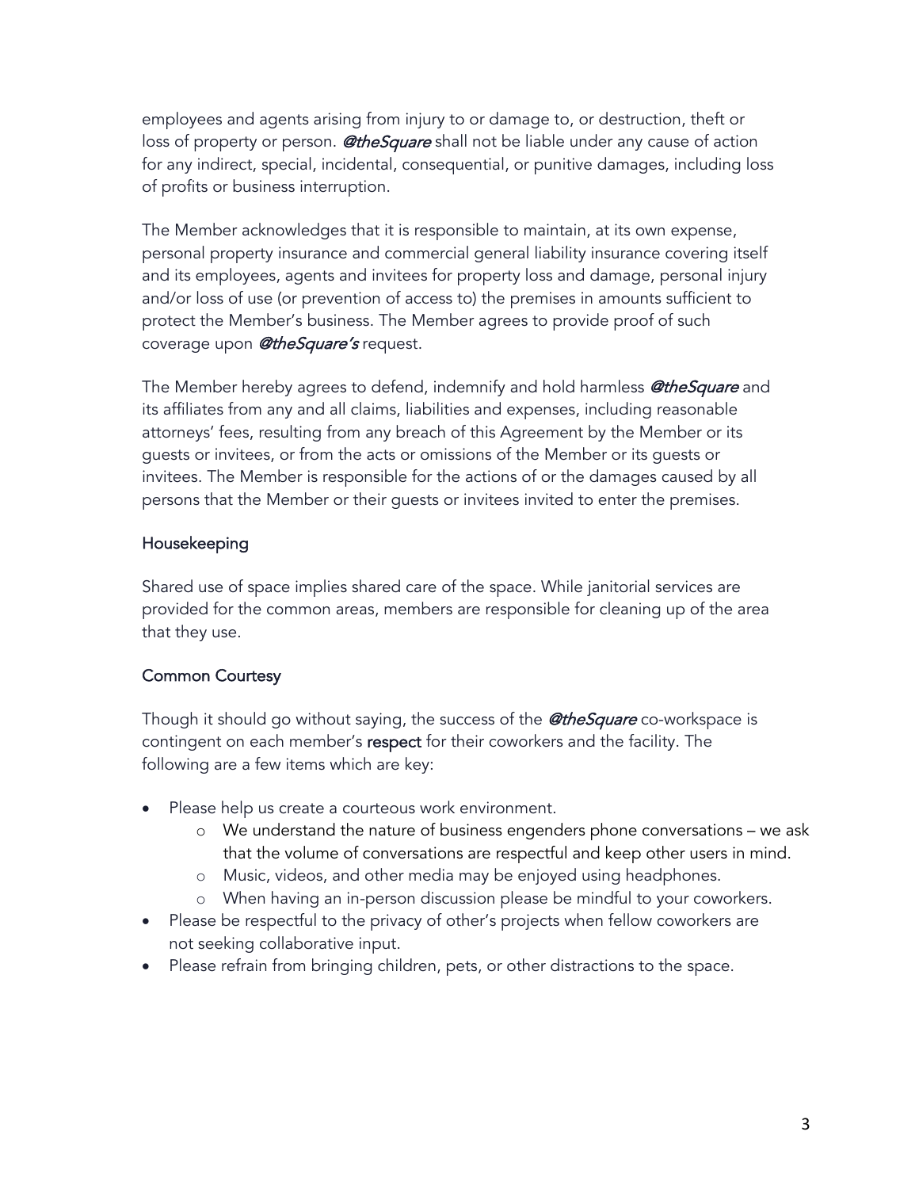employees and agents arising from injury to or damage to, or destruction, theft or loss of property or person. ***@theSquare*** shall not be liable under any cause of action for any indirect, special, incidental, consequential, or punitive damages, including loss of profits or business interruption.

The Member acknowledges that it is responsible to maintain, at its own expense, personal property insurance and commercial general liability insurance covering itself and its employees, agents and invitees for property loss and damage, personal injury and/or loss of use (or prevention of access to) the premises in amounts sufficient to protect the Member's business. The Member agrees to provide proof of such coverage upon ***@theSquare's*** request.

The Member hereby agrees to defend, indemnify and hold harmless ***@theSquare*** and its affiliates from any and all claims, liabilities and expenses, including reasonable attorneys' fees, resulting from any breach of this Agreement by the Member or its guests or invitees, or from the acts or omissions of the Member or its guests or invitees. The Member is responsible for the actions of or the damages caused by all persons that the Member or their guests or invitees invited to enter the premises.

## Housekeeping

Shared use of space implies shared care of the space. While janitorial services are provided for the common areas, members are responsible for cleaning up of the area that they use.

## Common Courtesy

Though it should go without saying, the success of the ***@theSquare*** co-workspace is contingent on each member's **respect** for their coworkers and the facility. The following are a few items which are key:

- Please help us create a courteous work environment.
  - We understand the nature of business engenders phone conversations – we ask that the volume of conversations are respectful and keep other users in mind.
  - Music, videos, and other media may be enjoyed using headphones.
  - When having an in-person discussion please be mindful to your coworkers.
- Please be respectful to the privacy of other's projects when fellow coworkers are not seeking collaborative input.
- Please refrain from bringing children, pets, or other distractions to the space.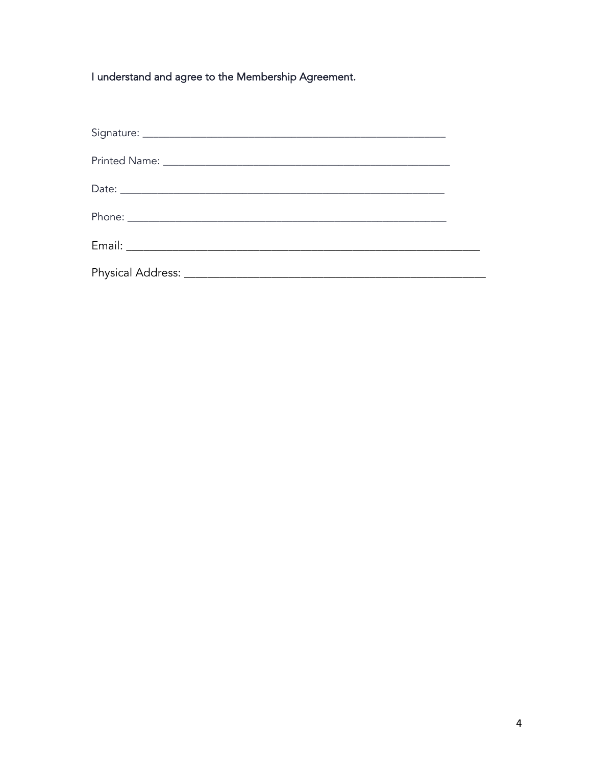I understand and agree to the Membership Agreement.

Signature: _______________________________________________________

Printed Name: ____________________________________________________

Date: ___________________________________________________________

Phone: __________________________________________________________

Email: ___________________________________________________________

Physical Address: _________________________________________________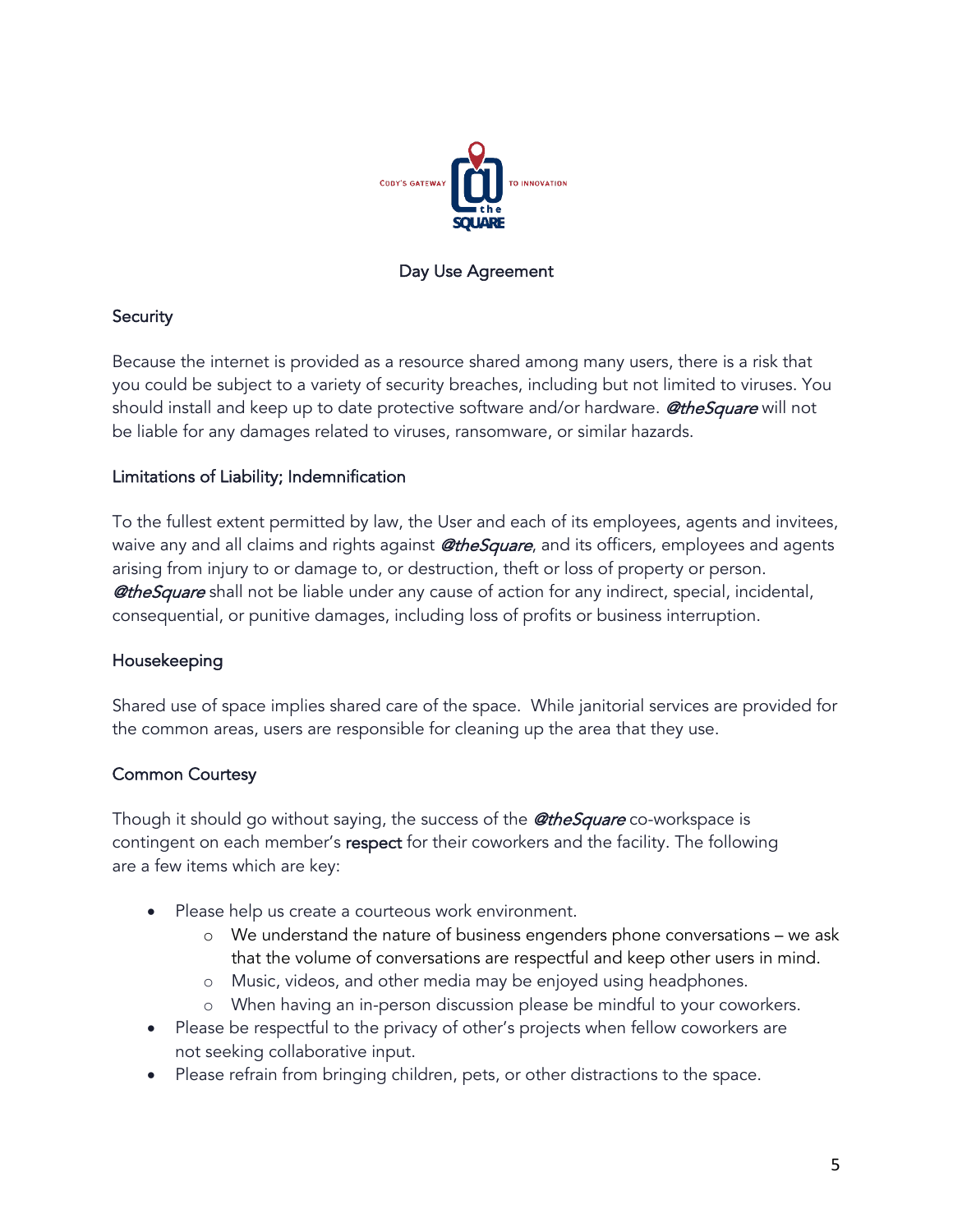# Day Use Agreement

## Security

Because the internet is provided as a resource shared among many users, there is a risk that you could be subject to a variety of security breaches, including but not limited to viruses. You should install and keep up to date protective software and/or hardware. ***@theSquare*** will not be liable for any damages related to viruses, ransomware, or similar hazards.

## Limitations of Liability; Indemnification

To the fullest extent permitted by law, the User and each of its employees, agents and invitees, waive any and all claims and rights against ***@theSquare***, and its officers, employees and agents arising from injury to or damage to, or destruction, theft or loss of property or person. ***@theSquare*** shall not be liable under any cause of action for any indirect, special, incidental, consequential, or punitive damages, including loss of profits or business interruption.

## Housekeeping

Shared use of space implies shared care of the space. While janitorial services are provided for the common areas, users are responsible for cleaning up the area that they use.

## Common Courtesy

Though it should go without saying, the success of the ***@theSquare*** co-workspace is contingent on each member's respect for their coworkers and the facility. The following are a few items which are key:

- Please help us create a courteous work environment.
  - We understand the nature of business engenders phone conversations – we ask that the volume of conversations are respectful and keep other users in mind.
  - Music, videos, and other media may be enjoyed using headphones.
  - When having an in-person discussion please be mindful to your coworkers.
- Please be respectful to the privacy of other's projects when fellow coworkers are not seeking collaborative input.
- Please refrain from bringing children, pets, or other distractions to the space.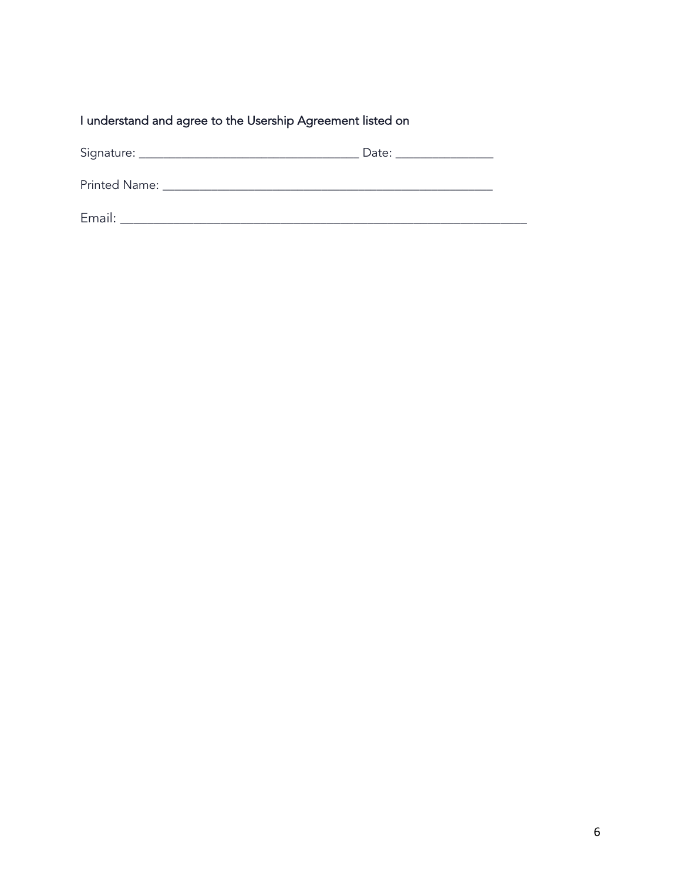I understand and agree to the Usership Agreement listed on

Signature: ___________________________________ Date: ________________

Printed Name: ____________________________________________________

Email: ________________________________________________________________